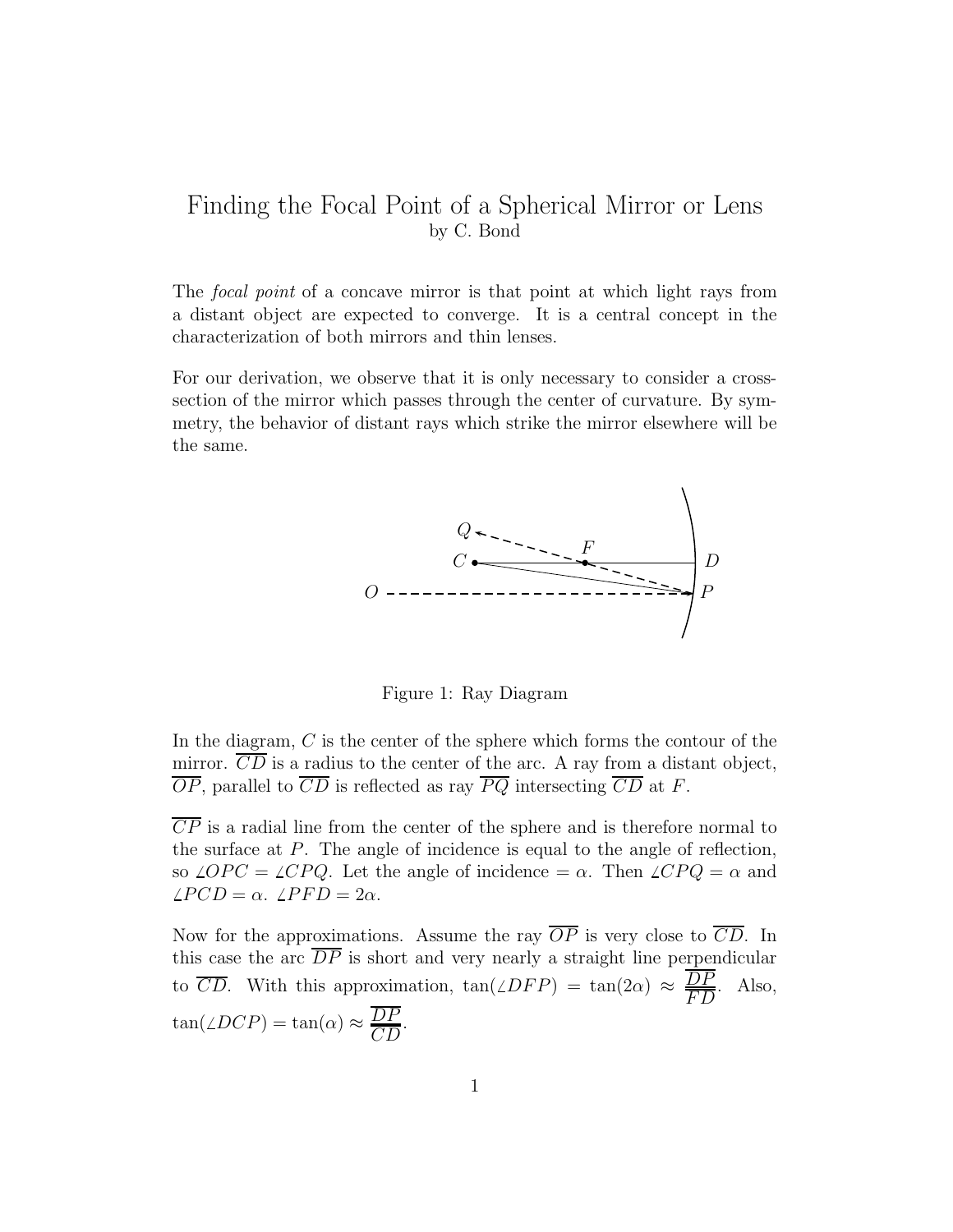# Finding the Focal Point of a Spherical Mirror or Lens

by C. Bond

The *focal point* of a concave mirror is that point at which light rays from a distant object are expected to converge. It is a central concept in the characterization of both mirrors and thin lenses.

For our derivation, we observe that it is only necessary to consider a cross-section of the mirror which passes through the center of curvature. By symmetry, the behavior of distant rays which strike the mirror elsewhere will be the same.

Figure 1: Ray Diagram

In the diagram, $C$ is the center of the sphere which forms the contour of the mirror. $\overline{CD}$ is a radius to the center of the arc. A ray from a distant object, $\overline{OP}$, parallel to $\overline{CD}$ is reflected as ray $\overline{PQ}$ intersecting $\overline{CD}$ at $F$.

$\overline{CP}$ is a radial line from the center of the sphere and is therefore normal to the surface at $P$. The angle of incidence is equal to the angle of reflection, so $\angle OPC = \angle CPQ$. Let the angle of incidence $= \alpha$. Then $\angle CPQ = \alpha$ and $\angle PCD = \alpha$. $\angle PFD = 2\alpha$.

Now for the approximations. Assume the ray $\overline{OP}$ is very close to $\overline{CD}$. In this case the arc $\overline{DP}$ is short and very nearly a straight line perpendicular to $\overline{CD}$. With this approximation, $\tan(\angle DFP) = \tan(2\alpha) \approx \dfrac{\overline{DP}}{\overline{FD}}$. Also, $\tan(\angle DCP) = \tan(\alpha) \approx \dfrac{\overline{DP}}{\overline{CD}}$.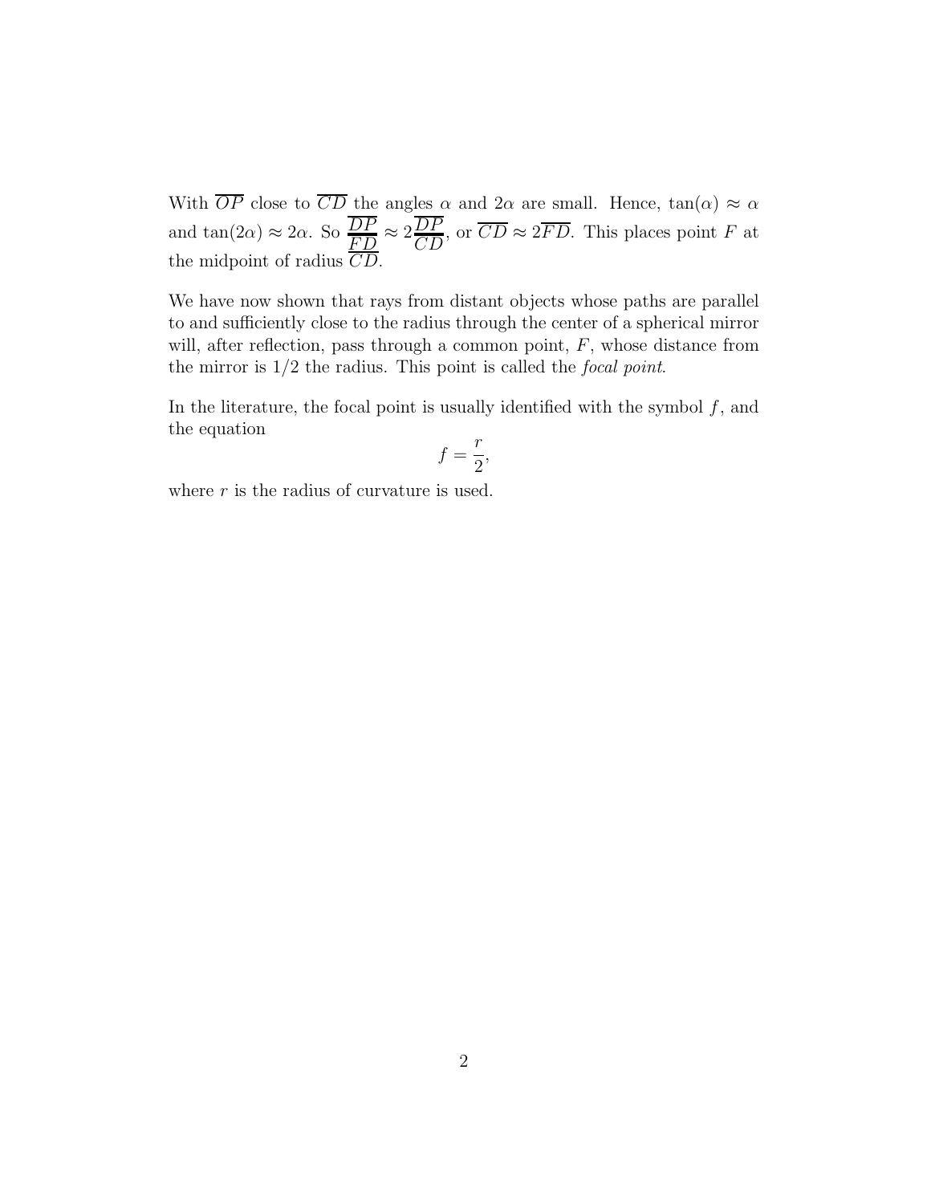With $\overline{OP}$ close to $\overline{CD}$ the angles $\alpha$ and $2\alpha$ are small. Hence, $\tan(\alpha) \approx \alpha$ and $\tan(2\alpha) \approx 2\alpha$. So $\dfrac{\overline{DP}}{\overline{FD}} \approx 2\dfrac{\overline{DP}}{\overline{CD}}$, or $\overline{CD} \approx 2\overline{FD}$. This places point $F$ at the midpoint of radius $\overline{CD}$.

We have now shown that rays from distant objects whose paths are parallel to and sufficiently close to the radius through the center of a spherical mirror will, after reflection, pass through a common point, $F$, whose distance from the mirror is $1/2$ the radius. This point is called the *focal point*.

In the literature, the focal point is usually identified with the symbol $f$, and the equation

$$f = \frac{r}{2},$$

where $r$ is the radius of curvature is used.